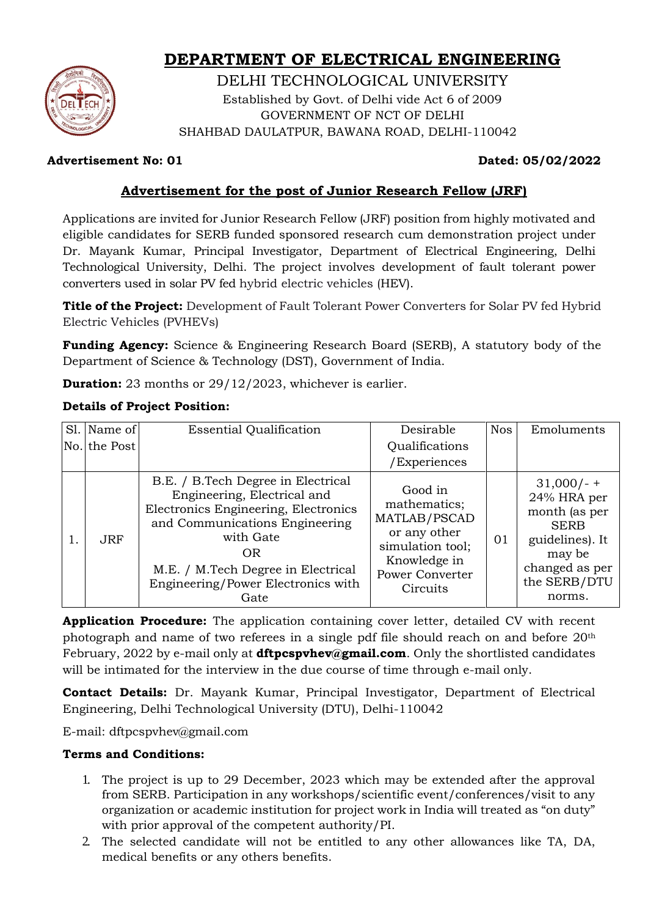# DEPARTMENT OF ELECTRICAL ENGINEERING

DELHI TECHNOLOGICAL UNIVERSITY
Established by Govt. of Delhi vide Act 6 of 2009
GOVERNMENT OF NCT OF DELHI
SHAHBAD DAULATPUR, BAWANA ROAD, DELHI-110042

**Advertisement No: 01** **Dated: 05/02/2022**

## Advertisement for the post of Junior Research Fellow (JRF)

Applications are invited for Junior Research Fellow (JRF) position from highly motivated and eligible candidates for SERB funded sponsored research cum demonstration project under Dr. Mayank Kumar, Principal Investigator, Department of Electrical Engineering, Delhi Technological University, Delhi. The project involves development of fault tolerant power converters used in solar PV fed hybrid electric vehicles (HEV).

**Title of the Project:** Development of Fault Tolerant Power Converters for Solar PV fed Hybrid Electric Vehicles (PVHEVs)

**Funding Agency:** Science & Engineering Research Board (SERB), A statutory body of the Department of Science & Technology (DST), Government of India.

**Duration:** 23 months or 29/12/2023, whichever is earlier.

**Details of Project Position:**

| Sl. No. | Name of the Post | Essential Qualification | Desirable Qualifications /Experiences | Nos | Emoluments |
|---|---|---|---|---|---|
| 1. | JRF | B.E. / B.Tech Degree in Electrical Engineering, Electrical and Electronics Engineering, Electronics and Communications Engineering with Gate<br>OR<br>M.E. / M.Tech Degree in Electrical Engineering/Power Electronics with Gate | Good in mathematics; MATLAB/PSCAD or any other simulation tool; Knowledge in Power Converter Circuits | 01 | 31,000/- + 24% HRA per month (as per SERB guidelines). It may be changed as per the SERB/DTU norms. |

**Application Procedure:** The application containing cover letter, detailed CV with recent photograph and name of two referees in a single pdf file should reach on and before 20th February, 2022 by e-mail only at **dftpcspvhev@gmail.com**. Only the shortlisted candidates will be intimated for the interview in the due course of time through e-mail only.

**Contact Details:** Dr. Mayank Kumar, Principal Investigator, Department of Electrical Engineering, Delhi Technological University (DTU), Delhi-110042

E-mail: dftpcspvhev@gmail.com

**Terms and Conditions:**

1. The project is up to 29 December, 2023 which may be extended after the approval from SERB. Participation in any workshops/scientific event/conferences/visit to any organization or academic institution for project work in India will treated as "on duty" with prior approval of the competent authority/PI.
2. The selected candidate will not be entitled to any other allowances like TA, DA, medical benefits or any others benefits.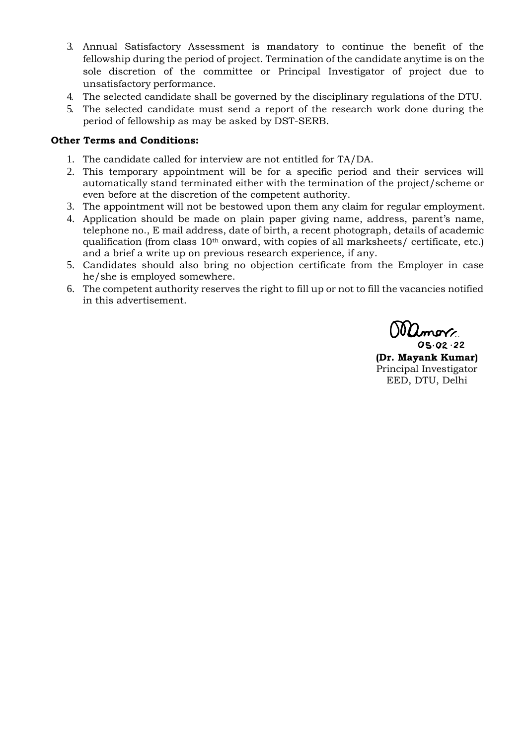3. Annual Satisfactory Assessment is mandatory to continue the benefit of the fellowship during the period of project. Termination of the candidate anytime is on the sole discretion of the committee or Principal Investigator of project due to unsatisfactory performance.
4. The selected candidate shall be governed by the disciplinary regulations of the DTU.
5. The selected candidate must send a report of the research work done during the period of fellowship as may be asked by DST-SERB.

**Other Terms and Conditions:**

1. The candidate called for interview are not entitled for TA/DA.
2. This temporary appointment will be for a specific period and their services will automatically stand terminated either with the termination of the project/scheme or even before at the discretion of the competent authority.
3. The appointment will not be bestowed upon them any claim for regular employment.
4. Application should be made on plain paper giving name, address, parent's name, telephone no., E mail address, date of birth, a recent photograph, details of academic qualification (from class 10th onward, with copies of all marksheets/ certificate, etc.) and a brief a write up on previous research experience, if any.
5. Candidates should also bring no objection certificate from the Employer in case he/she is employed somewhere.
6. The competent authority reserves the right to fill up or not to fill the vacancies notified in this advertisement.

05.02.22

**(Dr. Mayank Kumar)**
Principal Investigator
EED, DTU, Delhi